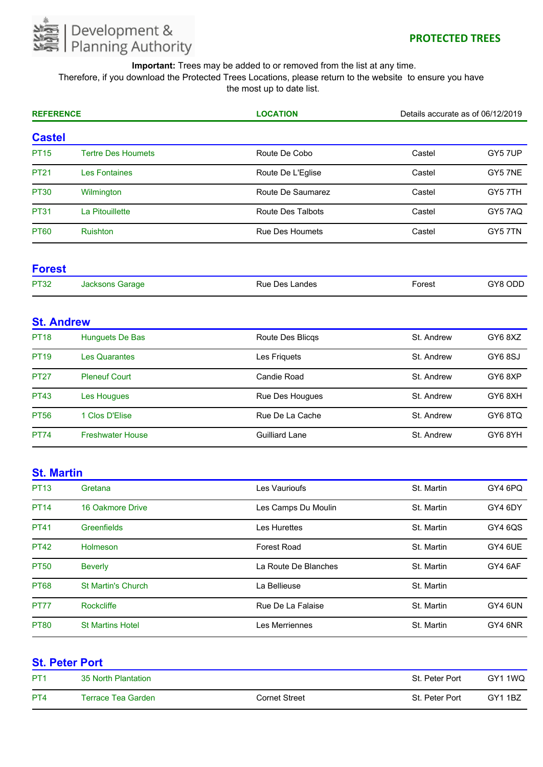Development & Planning Authority

# PROTECTED TREES

**Important:** Trees may be added to or removed from the list at any time.
Therefore, if you download the Protected Trees Locations, please return to the website to ensure you have the most up to date list.

| REFERENCE | | LOCATION | Details accurate as of 06/12/2019 | |
|---|---|---|---|---|

## Castel

| | | | | |
|---|---|---|---|---|
| PT15 | Tertre Des Houmets | Route De Cobo | Castel | GY5 7UP |
| PT21 | Les Fontaines | Route De L'Eglise | Castel | GY5 7NE |
| PT30 | Wilmington | Route De Saumarez | Castel | GY5 7TH |
| PT31 | La Pitouillette | Route Des Talbots | Castel | GY5 7AQ |
| PT60 | Ruishton | Rue Des Houmets | Castel | GY5 7TN |

## Forest

| | | | | |
|---|---|---|---|---|
| PT32 | Jacksons Garage | Rue Des Landes | Forest | GY8 ODD |

## St. Andrew

| | | | | |
|---|---|---|---|---|
| PT18 | Hunguets De Bas | Route Des Blicqs | St. Andrew | GY6 8XZ |
| PT19 | Les Quarantes | Les Friquets | St. Andrew | GY6 8SJ |
| PT27 | Pleneuf Court | Candie Road | St. Andrew | GY6 8XP |
| PT43 | Les Hougues | Rue Des Hougues | St. Andrew | GY6 8XH |
| PT56 | 1 Clos D'Elise | Rue De La Cache | St. Andrew | GY6 8TQ |
| PT74 | Freshwater House | Guilliard Lane | St. Andrew | GY6 8YH |

## St. Martin

| | | | | |
|---|---|---|---|---|
| PT13 | Gretana | Les Vaurioufs | St. Martin | GY4 6PQ |
| PT14 | 16 Oakmore Drive | Les Camps Du Moulin | St. Martin | GY4 6DY |
| PT41 | Greenfields | Les Hurettes | St. Martin | GY4 6QS |
| PT42 | Holmeson | Forest Road | St. Martin | GY4 6UE |
| PT50 | Beverly | La Route De Blanches | St. Martin | GY4 6AF |
| PT68 | St Martin's Church | La Bellieuse | St. Martin | |
| PT77 | Rockcliffe | Rue De La Falaise | St. Martin | GY4 6UN |
| PT80 | St Martins Hotel | Les Merriennes | St. Martin | GY4 6NR |

## St. Peter Port

| | | | | |
|---|---|---|---|---|
| PT1 | 35 North Plantation | | St. Peter Port | GY1 1WQ |
| PT4 | Terrace Tea Garden | Cornet Street | St. Peter Port | GY1 1BZ |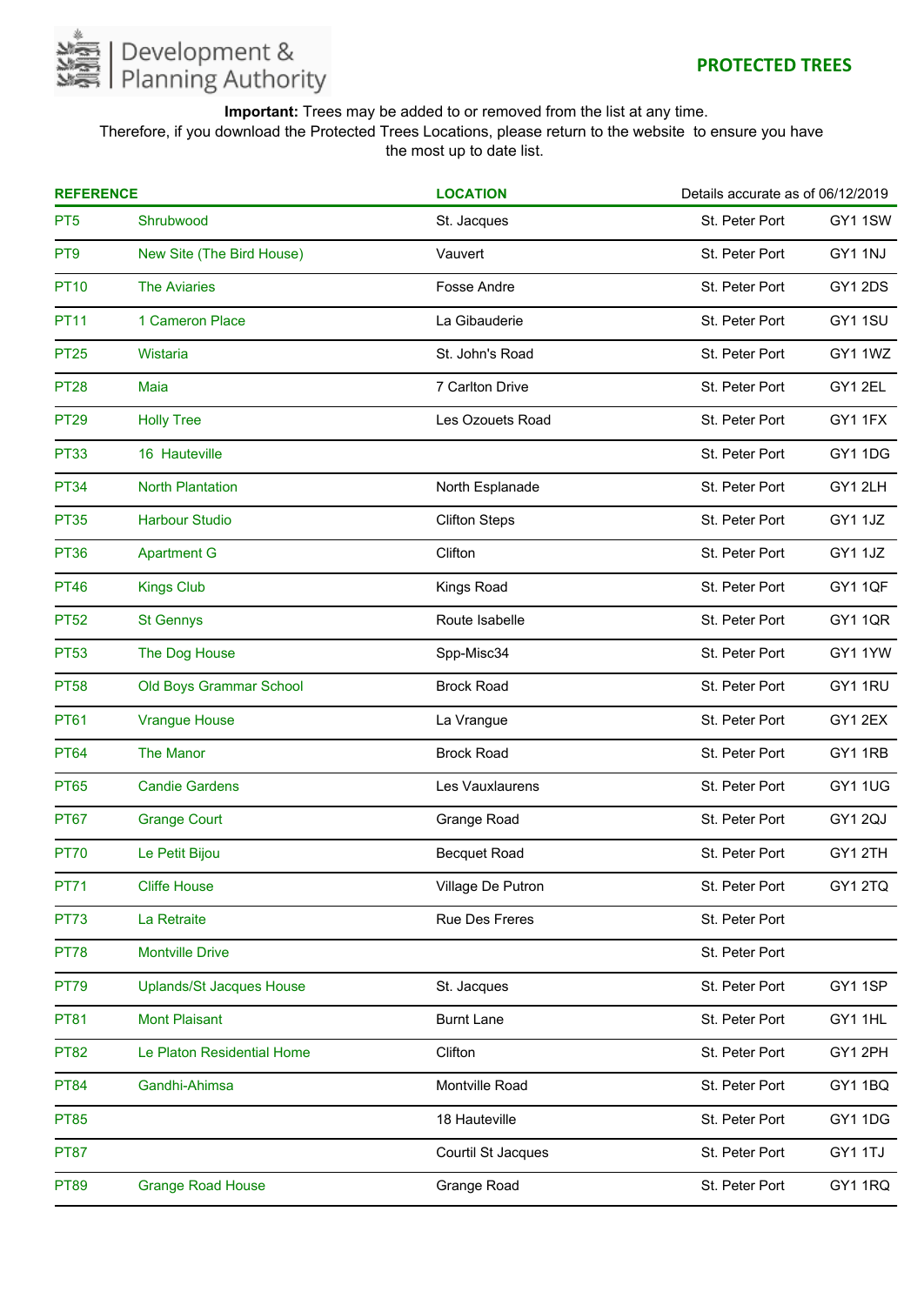Development & Planning Authority

**PROTECTED TREES**

**Important:** Trees may be added to or removed from the list at any time.
Therefore, if you download the Protected Trees Locations, please return to the website to ensure you have the most up to date list.

| REFERENCE | | LOCATION | Details accurate as of 06/12/2019 | |
|---|---|---|---|---|
| PT5 | Shrubwood | St. Jacques | St. Peter Port | GY1 1SW |
| PT9 | New Site (The Bird House) | Vauvert | St. Peter Port | GY1 1NJ |
| PT10 | The Aviaries | Fosse Andre | St. Peter Port | GY1 2DS |
| PT11 | 1 Cameron Place | La Gibauderie | St. Peter Port | GY1 1SU |
| PT25 | Wistaria | St. John's Road | St. Peter Port | GY1 1WZ |
| PT28 | Maia | 7 Carlton Drive | St. Peter Port | GY1 2EL |
| PT29 | Holly Tree | Les Ozouets Road | St. Peter Port | GY1 1FX |
| PT33 | 16 Hauteville | | St. Peter Port | GY1 1DG |
| PT34 | North Plantation | North Esplanade | St. Peter Port | GY1 2LH |
| PT35 | Harbour Studio | Clifton Steps | St. Peter Port | GY1 1JZ |
| PT36 | Apartment G | Clifton | St. Peter Port | GY1 1JZ |
| PT46 | Kings Club | Kings Road | St. Peter Port | GY1 1QF |
| PT52 | St Gennys | Route Isabelle | St. Peter Port | GY1 1QR |
| PT53 | The Dog House | Spp-Misc34 | St. Peter Port | GY1 1YW |
| PT58 | Old Boys Grammar School | Brock Road | St. Peter Port | GY1 1RU |
| PT61 | Vrangue House | La Vrangue | St. Peter Port | GY1 2EX |
| PT64 | The Manor | Brock Road | St. Peter Port | GY1 1RB |
| PT65 | Candie Gardens | Les Vauxlaurens | St. Peter Port | GY1 1UG |
| PT67 | Grange Court | Grange Road | St. Peter Port | GY1 2QJ |
| PT70 | Le Petit Bijou | Becquet Road | St. Peter Port | GY1 2TH |
| PT71 | Cliffe House | Village De Putron | St. Peter Port | GY1 2TQ |
| PT73 | La Retraite | Rue Des Freres | St. Peter Port | |
| PT78 | Montville Drive | | St. Peter Port | |
| PT79 | Uplands/St Jacques House | St. Jacques | St. Peter Port | GY1 1SP |
| PT81 | Mont Plaisant | Burnt Lane | St. Peter Port | GY1 1HL |
| PT82 | Le Platon Residential Home | Clifton | St. Peter Port | GY1 2PH |
| PT84 | Gandhi-Ahimsa | Montville Road | St. Peter Port | GY1 1BQ |
| PT85 | | 18 Hauteville | St. Peter Port | GY1 1DG |
| PT87 | | Courtil St Jacques | St. Peter Port | GY1 1TJ |
| PT89 | Grange Road House | Grange Road | St. Peter Port | GY1 1RQ |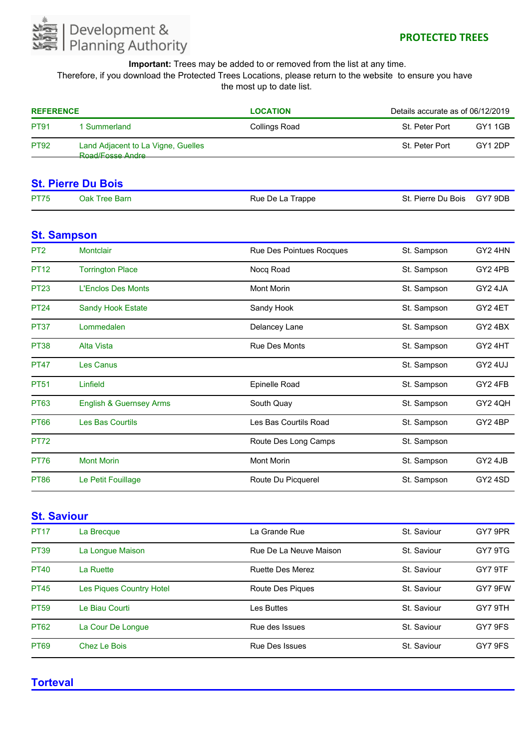Development & Planning Authority

**PROTECTED TREES**

**Important:** Trees may be added to or removed from the list at any time.
Therefore, if you download the Protected Trees Locations, please return to the website to ensure you have the most up to date list.

| REFERENCE | | LOCATION | Details accurate as of 06/12/2019 | |
|---|---|---|---|---|
| PT91 | 1 Summerland | Collings Road | St. Peter Port | GY1 1GB |
| PT92 | Land Adjacent to La Vigne, Guelles Road/Fosse Andre | | St. Peter Port | GY1 2DP |

## St. Pierre Du Bois

| | | | | |
|---|---|---|---|---|
| PT75 | Oak Tree Barn | Rue De La Trappe | St. Pierre Du Bois | GY7 9DB |

## St. Sampson

| | | | | |
|---|---|---|---|---|
| PT2 | Montclair | Rue Des Pointues Rocques | St. Sampson | GY2 4HN |
| PT12 | Torrington Place | Nocq Road | St. Sampson | GY2 4PB |
| PT23 | L'Enclos Des Monts | Mont Morin | St. Sampson | GY2 4JA |
| PT24 | Sandy Hook Estate | Sandy Hook | St. Sampson | GY2 4ET |
| PT37 | Lommedalen | Delancey Lane | St. Sampson | GY2 4BX |
| PT38 | Alta Vista | Rue Des Monts | St. Sampson | GY2 4HT |
| PT47 | Les Canus | | St. Sampson | GY2 4UJ |
| PT51 | Linfield | Epinelle Road | St. Sampson | GY2 4FB |
| PT63 | English & Guernsey Arms | South Quay | St. Sampson | GY2 4QH |
| PT66 | Les Bas Courtils | Les Bas Courtils Road | St. Sampson | GY2 4BP |
| PT72 | | Route Des Long Camps | St. Sampson | |
| PT76 | Mont Morin | Mont Morin | St. Sampson | GY2 4JB |
| PT86 | Le Petit Fouillage | Route Du Picquerel | St. Sampson | GY2 4SD |

## St. Saviour

| | | | | |
|---|---|---|---|---|
| PT17 | La Brecque | La Grande Rue | St. Saviour | GY7 9PR |
| PT39 | La Longue Maison | Rue De La Neuve Maison | St. Saviour | GY7 9TG |
| PT40 | La Ruette | Ruette Des Merez | St. Saviour | GY7 9TF |
| PT45 | Les Piques Country Hotel | Route Des Piques | St. Saviour | GY7 9FW |
| PT59 | Le Biau Courti | Les Buttes | St. Saviour | GY7 9TH |
| PT62 | La Cour De Longue | Rue des Issues | St. Saviour | GY7 9FS |
| PT69 | Chez Le Bois | Rue Des Issues | St. Saviour | GY7 9FS |

## Torteval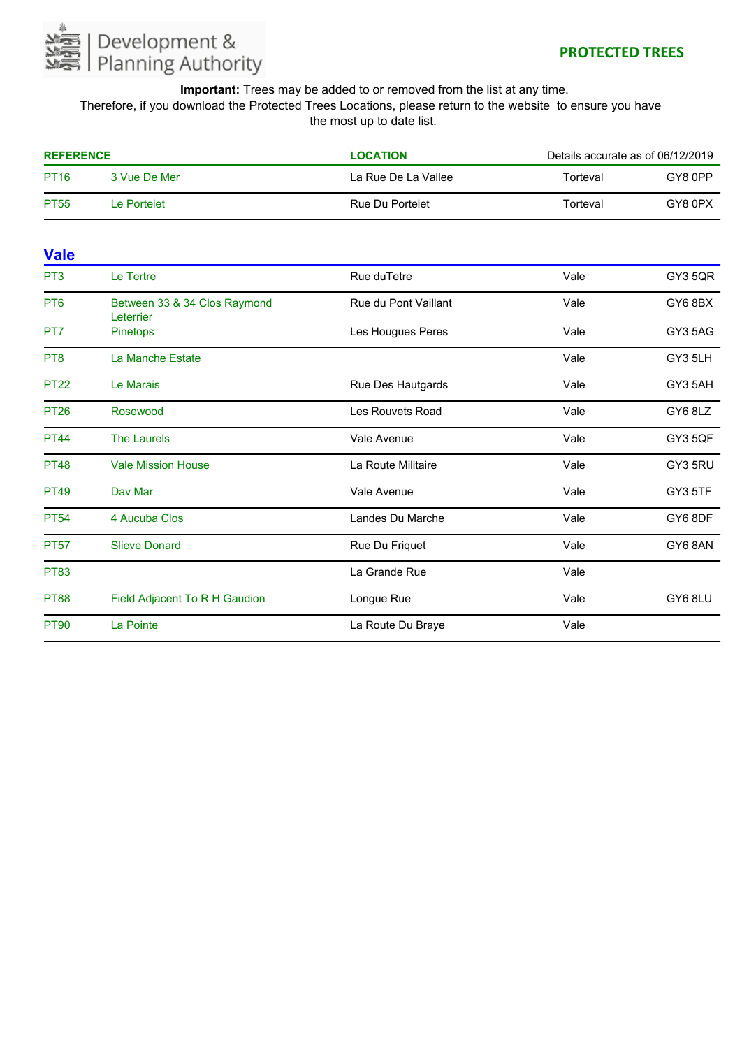Development & Planning Authority

**PROTECTED TREES**

**Important:** Trees may be added to or removed from the list at any time.
Therefore, if you download the Protected Trees Locations, please return to the website to ensure you have the most up to date list.

| REFERENCE | | LOCATION | Details accurate as of 06/12/2019 | |
|---|---|---|---|---|
| PT16 | 3 Vue De Mer | La Rue De La Vallee | Torteval | GY8 0PP |
| PT55 | Le Portelet | Rue Du Portelet | Torteval | GY8 0PX |

## Vale

| | | | | |
|---|---|---|---|---|
| PT3 | Le Tertre | Rue duTetre | Vale | GY3 5QR |
| PT6 | Between 33 & 34 Clos Raymond Leterrier | Rue du Pont Vaillant | Vale | GY6 8BX |
| PT7 | Pinetops | Les Hougues Peres | Vale | GY3 5AG |
| PT8 | La Manche Estate | | Vale | GY3 5LH |
| PT22 | Le Marais | Rue Des Hautgards | Vale | GY3 5AH |
| PT26 | Rosewood | Les Rouvets Road | Vale | GY6 8LZ |
| PT44 | The Laurels | Vale Avenue | Vale | GY3 5QF |
| PT48 | Vale Mission House | La Route Militaire | Vale | GY3 5RU |
| PT49 | Dav Mar | Vale Avenue | Vale | GY3 5TF |
| PT54 | 4 Aucuba Clos | Landes Du Marche | Vale | GY6 8DF |
| PT57 | Slieve Donard | Rue Du Friquet | Vale | GY6 8AN |
| PT83 | | La Grande Rue | Vale | |
| PT88 | Field Adjacent To R H Gaudion | Longue Rue | Vale | GY6 8LU |
| PT90 | La Pointe | La Route Du Braye | Vale | |